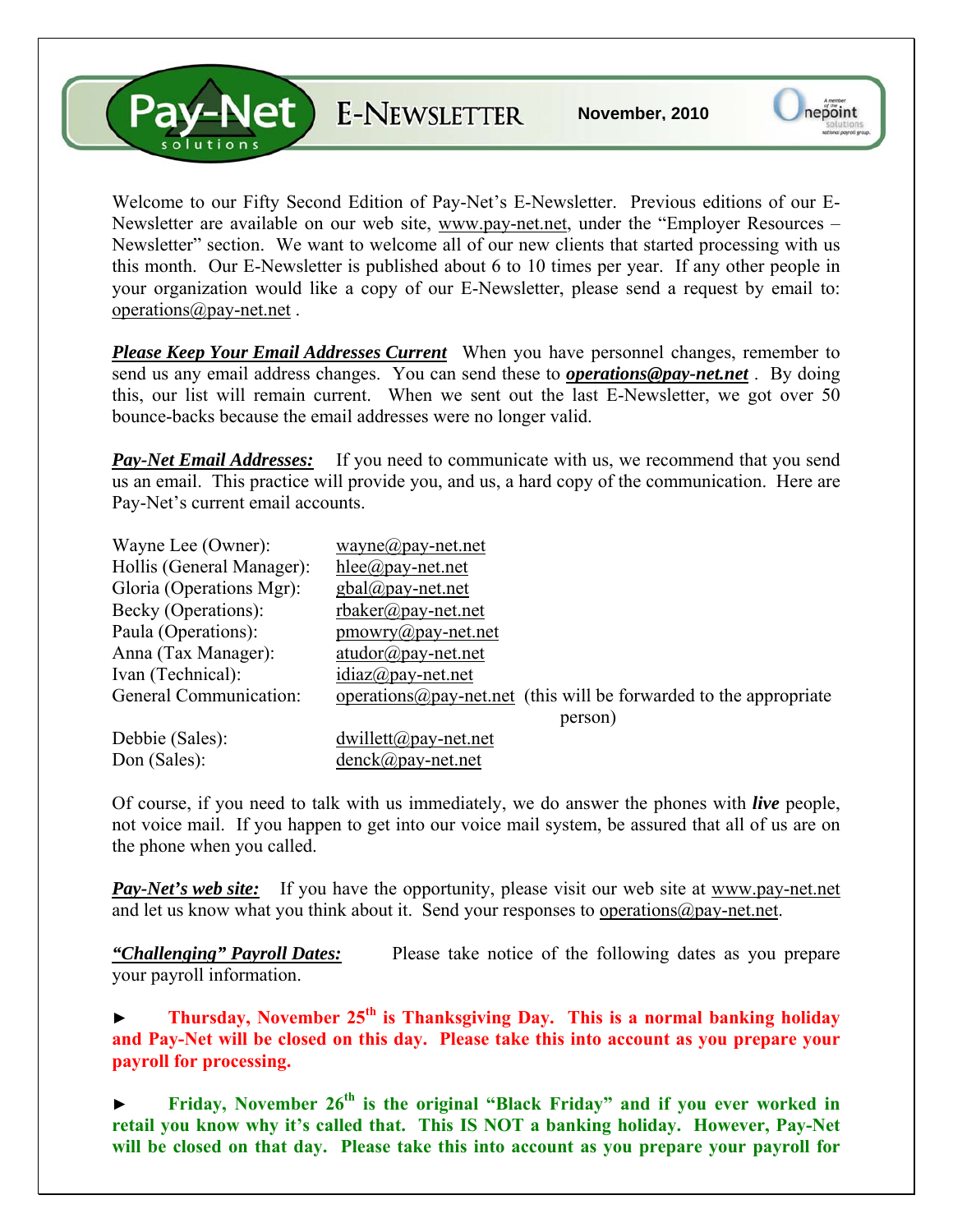# Pay-Net solutions E-NEWSLETTER

**November, 2010**

Onepoint solutions — A member of the national payroll group.

Welcome to our Fifty Second Edition of Pay-Net's E-Newsletter. Previous editions of our E-Newsletter are available on our web site, www.pay-net.net, under the "Employer Resources – Newsletter" section. We want to welcome all of our new clients that started processing with us this month. Our E-Newsletter is published about 6 to 10 times per year. If any other people in your organization would like a copy of our E-Newsletter, please send a request by email to: operations@pay-net.net .

***Please Keep Your Email Addresses Current*** When you have personnel changes, remember to send us any email address changes. You can send these to ***operations@pay-net.net*** . By doing this, our list will remain current. When we sent out the last E-Newsletter, we got over 50 bounce-backs because the email addresses were no longer valid.

***Pay-Net Email Addresses:*** If you need to communicate with us, we recommend that you send us an email. This practice will provide you, and us, a hard copy of the communication. Here are Pay-Net's current email accounts.

| | |
|---|---|
| Wayne Lee (Owner): | wayne@pay-net.net |
| Hollis (General Manager): | hlee@pay-net.net |
| Gloria (Operations Mgr): | gbal@pay-net.net |
| Becky (Operations): | rbaker@pay-net.net |
| Paula (Operations): | pmowry@pay-net.net |
| Anna (Tax Manager): | atudor@pay-net.net |
| Ivan (Technical): | idiaz@pay-net.net |
| General Communication: | operations@pay-net.net (this will be forwarded to the appropriate person) |
| Debbie (Sales): | dwillett@pay-net.net |
| Don (Sales): | denck@pay-net.net |

Of course, if you need to talk with us immediately, we do answer the phones with ***live*** people, not voice mail. If you happen to get into our voice mail system, be assured that all of us are on the phone when you called.

***Pay-Net's web site:*** If you have the opportunity, please visit our web site at www.pay-net.net and let us know what you think about it. Send your responses to operations@pay-net.net.

***"Challenging" Payroll Dates:*** Please take notice of the following dates as you prepare your payroll information.

► **Thursday, November 25th is Thanksgiving Day. This is a normal banking holiday and Pay-Net will be closed on this day. Please take this into account as you prepare your payroll for processing.**

► **Friday, November 26th is the original "Black Friday" and if you ever worked in retail you know why it's called that. This IS NOT a banking holiday. However, Pay-Net will be closed on that day. Please take this into account as you prepare your payroll for**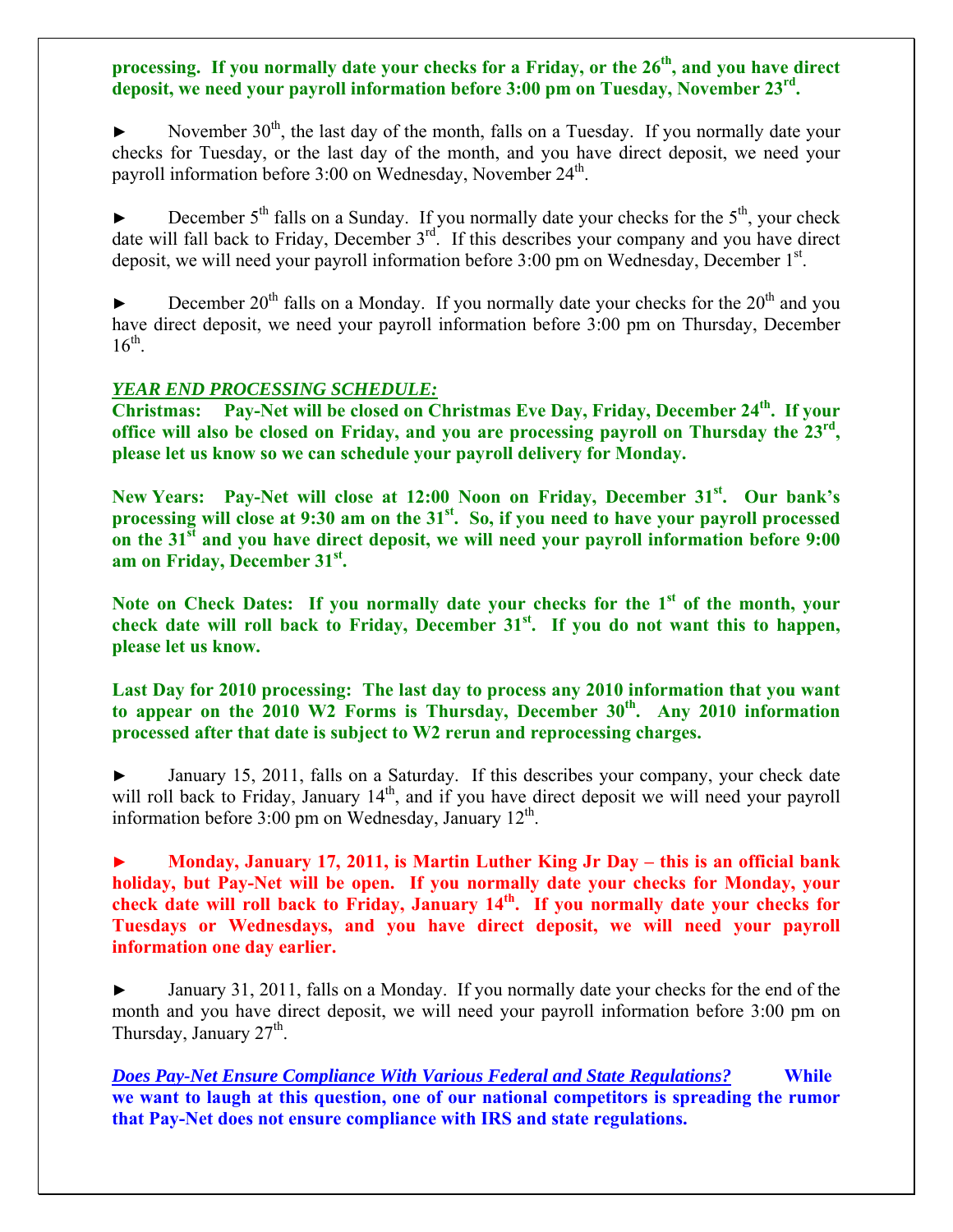**processing. If you normally date your checks for a Friday, or the 26th, and you have direct deposit, we need your payroll information before 3:00 pm on Tuesday, November 23rd.**

► November 30th, the last day of the month, falls on a Tuesday. If you normally date your checks for Tuesday, or the last day of the month, and you have direct deposit, we need your payroll information before 3:00 on Wednesday, November 24th.

► December 5th falls on a Sunday. If you normally date your checks for the 5th, your check date will fall back to Friday, December 3rd. If this describes your company and you have direct deposit, we will need your payroll information before 3:00 pm on Wednesday, December 1st.

► December 20th falls on a Monday. If you normally date your checks for the 20th and you have direct deposit, we need your payroll information before 3:00 pm on Thursday, December 16th.

***YEAR END PROCESSING SCHEDULE:***

**Christmas: Pay-Net will be closed on Christmas Eve Day, Friday, December 24th. If your office will also be closed on Friday, and you are processing payroll on Thursday the 23rd, please let us know so we can schedule your payroll delivery for Monday.**

**New Years: Pay-Net will close at 12:00 Noon on Friday, December 31st. Our bank's processing will close at 9:30 am on the 31st. So, if you need to have your payroll processed on the 31st and you have direct deposit, we will need your payroll information before 9:00 am on Friday, December 31st.**

**Note on Check Dates: If you normally date your checks for the 1st of the month, your check date will roll back to Friday, December 31st. If you do not want this to happen, please let us know.**

**Last Day for 2010 processing: The last day to process any 2010 information that you want to appear on the 2010 W2 Forms is Thursday, December 30th. Any 2010 information processed after that date is subject to W2 rerun and reprocessing charges.**

► January 15, 2011, falls on a Saturday. If this describes your company, your check date will roll back to Friday, January 14th, and if you have direct deposit we will need your payroll information before 3:00 pm on Wednesday, January 12th.

**► Monday, January 17, 2011, is Martin Luther King Jr Day – this is an official bank holiday, but Pay-Net will be open. If you normally date your checks for Monday, your check date will roll back to Friday, January 14th. If you normally date your checks for Tuesdays or Wednesdays, and you have direct deposit, we will need your payroll information one day earlier.**

► January 31, 2011, falls on a Monday. If you normally date your checks for the end of the month and you have direct deposit, we will need your payroll information before 3:00 pm on Thursday, January 27th.

***Does Pay-Net Ensure Compliance With Various Federal and State Regulations?*** **While we want to laugh at this question, one of our national competitors is spreading the rumor that Pay-Net does not ensure compliance with IRS and state regulations.**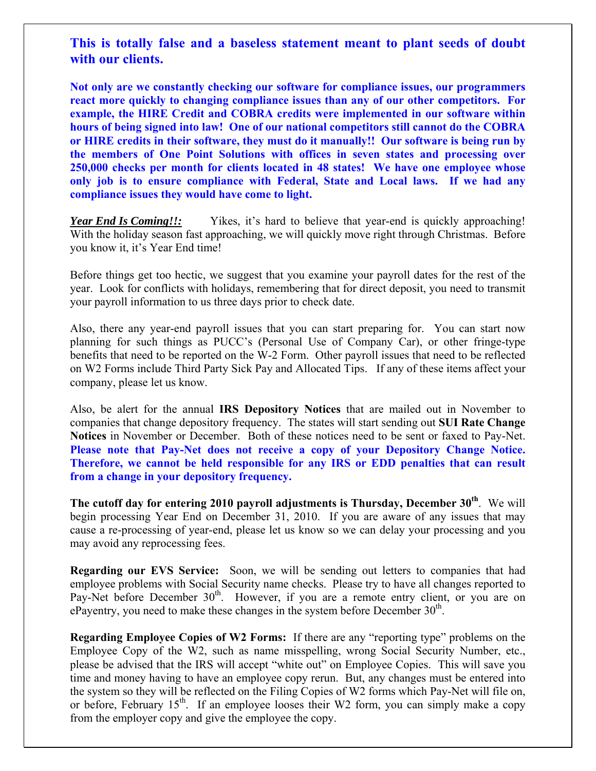**This is totally false and a baseless statement meant to plant seeds of doubt with our clients.**

**Not only are we constantly checking our software for compliance issues, our programmers react more quickly to changing compliance issues than any of our other competitors. For example, the HIRE Credit and COBRA credits were implemented in our software within hours of being signed into law! One of our national competitors still cannot do the COBRA or HIRE credits in their software, they must do it manually!! Our software is being run by the members of One Point Solutions with offices in seven states and processing over 250,000 checks per month for clients located in 48 states! We have one employee whose only job is to ensure compliance with Federal, State and Local laws. If we had any compliance issues they would have come to light.**

***Year End Is Coming!!:*** Yikes, it's hard to believe that year-end is quickly approaching! With the holiday season fast approaching, we will quickly move right through Christmas. Before you know it, it's Year End time!

Before things get too hectic, we suggest that you examine your payroll dates for the rest of the year. Look for conflicts with holidays, remembering that for direct deposit, you need to transmit your payroll information to us three days prior to check date.

Also, there any year-end payroll issues that you can start preparing for. You can start now planning for such things as PUCC's (Personal Use of Company Car), or other fringe-type benefits that need to be reported on the W-2 Form. Other payroll issues that need to be reflected on W2 Forms include Third Party Sick Pay and Allocated Tips. If any of these items affect your company, please let us know.

Also, be alert for the annual **IRS Depository Notices** that are mailed out in November to companies that change depository frequency. The states will start sending out **SUI Rate Change Notices** in November or December. Both of these notices need to be sent or faxed to Pay-Net. **Please note that Pay-Net does not receive a copy of your Depository Change Notice. Therefore, we cannot be held responsible for any IRS or EDD penalties that can result from a change in your depository frequency.**

**The cutoff day for entering 2010 payroll adjustments is Thursday, December 30th**. We will begin processing Year End on December 31, 2010. If you are aware of any issues that may cause a re-processing of year-end, please let us know so we can delay your processing and you may avoid any reprocessing fees.

**Regarding our EVS Service:** Soon, we will be sending out letters to companies that had employee problems with Social Security name checks. Please try to have all changes reported to Pay-Net before December 30th. However, if you are a remote entry client, or you are on ePayentry, you need to make these changes in the system before December 30th.

**Regarding Employee Copies of W2 Forms:** If there are any "reporting type" problems on the Employee Copy of the W2, such as name misspelling, wrong Social Security Number, etc., please be advised that the IRS will accept "white out" on Employee Copies. This will save you time and money having to have an employee copy rerun. But, any changes must be entered into the system so they will be reflected on the Filing Copies of W2 forms which Pay-Net will file on, or before, February 15th. If an employee looses their W2 form, you can simply make a copy from the employer copy and give the employee the copy.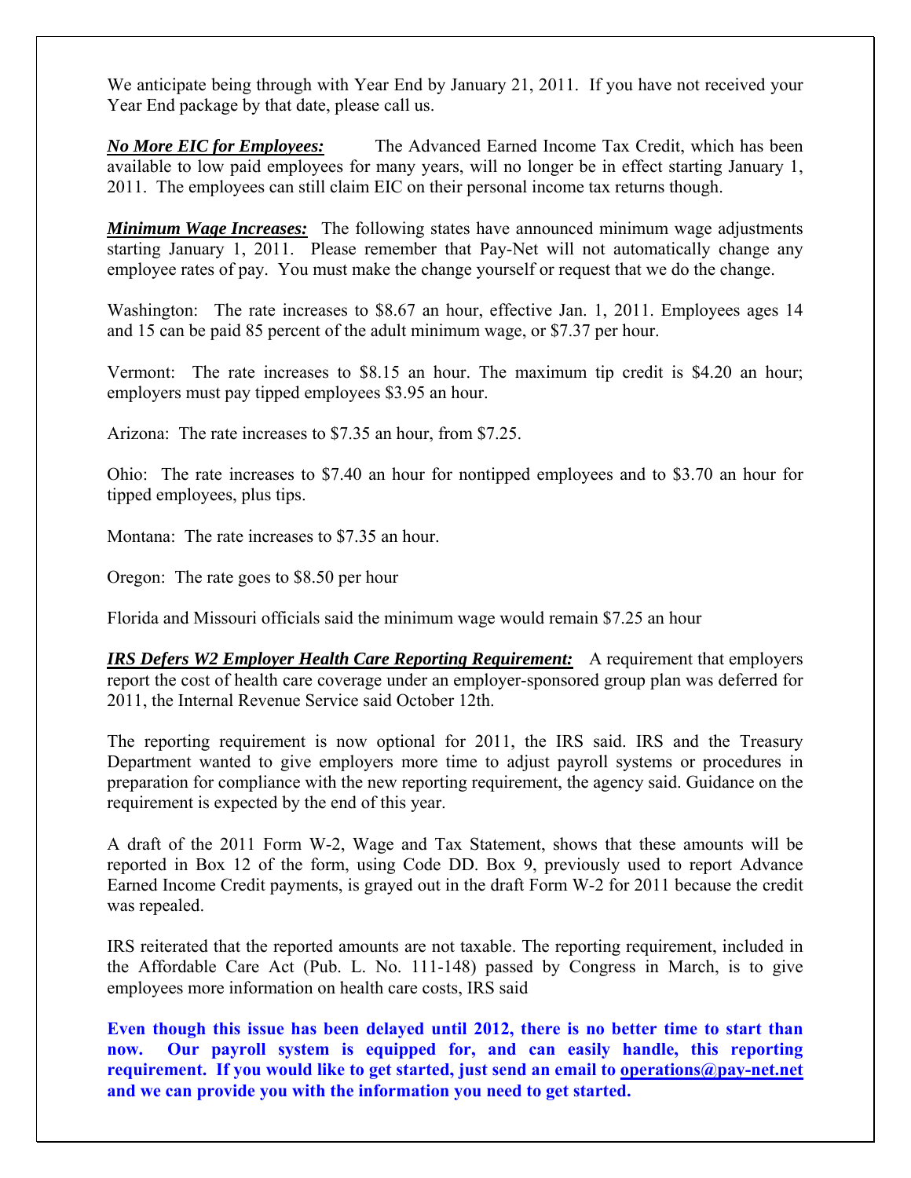We anticipate being through with Year End by January 21, 2011. If you have not received your Year End package by that date, please call us.

***No More EIC for Employees:*** The Advanced Earned Income Tax Credit, which has been available to low paid employees for many years, will no longer be in effect starting January 1, 2011. The employees can still claim EIC on their personal income tax returns though.

***Minimum Wage Increases:*** The following states have announced minimum wage adjustments starting January 1, 2011. Please remember that Pay-Net will not automatically change any employee rates of pay. You must make the change yourself or request that we do the change.

Washington: The rate increases to $8.67 an hour, effective Jan. 1, 2011. Employees ages 14 and 15 can be paid 85 percent of the adult minimum wage, or $7.37 per hour.

Vermont: The rate increases to $8.15 an hour. The maximum tip credit is $4.20 an hour; employers must pay tipped employees $3.95 an hour.

Arizona: The rate increases to $7.35 an hour, from $7.25.

Ohio: The rate increases to $7.40 an hour for nontipped employees and to $3.70 an hour for tipped employees, plus tips.

Montana: The rate increases to $7.35 an hour.

Oregon: The rate goes to $8.50 per hour

Florida and Missouri officials said the minimum wage would remain $7.25 an hour

***IRS Defers W2 Employer Health Care Reporting Requirement:*** A requirement that employers report the cost of health care coverage under an employer-sponsored group plan was deferred for 2011, the Internal Revenue Service said October 12th.

The reporting requirement is now optional for 2011, the IRS said. IRS and the Treasury Department wanted to give employers more time to adjust payroll systems or procedures in preparation for compliance with the new reporting requirement, the agency said. Guidance on the requirement is expected by the end of this year.

A draft of the 2011 Form W-2, Wage and Tax Statement, shows that these amounts will be reported in Box 12 of the form, using Code DD. Box 9, previously used to report Advance Earned Income Credit payments, is grayed out in the draft Form W-2 for 2011 because the credit was repealed.

IRS reiterated that the reported amounts are not taxable. The reporting requirement, included in the Affordable Care Act (Pub. L. No. 111-148) passed by Congress in March, is to give employees more information on health care costs, IRS said

**Even though this issue has been delayed until 2012, there is no better time to start than now. Our payroll system is equipped for, and can easily handle, this reporting requirement. If you would like to get started, just send an email to operations@pay-net.net and we can provide you with the information you need to get started.**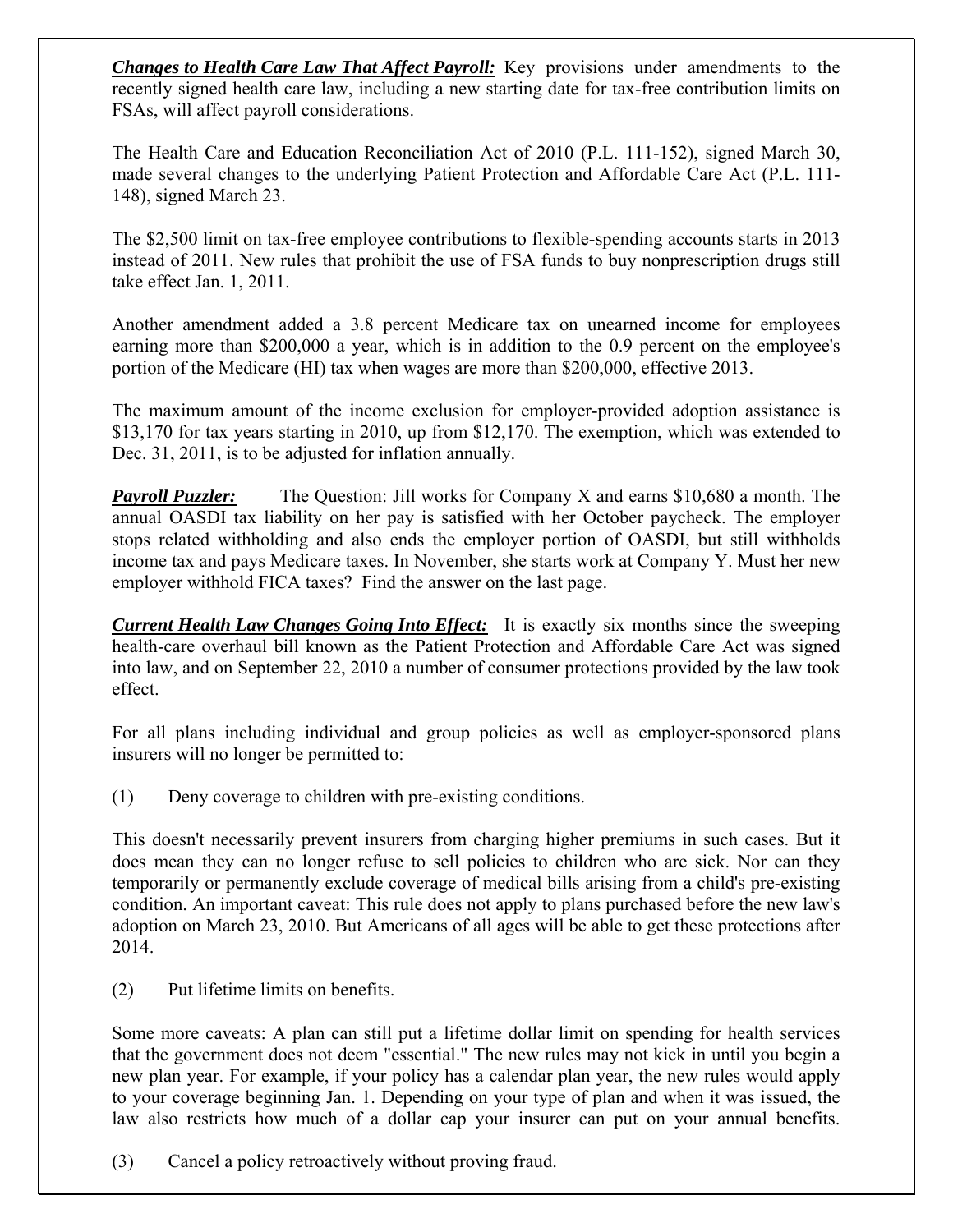***Changes to Health Care Law That Affect Payroll:*** Key provisions under amendments to the recently signed health care law, including a new starting date for tax-free contribution limits on FSAs, will affect payroll considerations.

The Health Care and Education Reconciliation Act of 2010 (P.L. 111-152), signed March 30, made several changes to the underlying Patient Protection and Affordable Care Act (P.L. 111-148), signed March 23.

The $2,500 limit on tax-free employee contributions to flexible-spending accounts starts in 2013 instead of 2011. New rules that prohibit the use of FSA funds to buy nonprescription drugs still take effect Jan. 1, 2011.

Another amendment added a 3.8 percent Medicare tax on unearned income for employees earning more than $200,000 a year, which is in addition to the 0.9 percent on the employee's portion of the Medicare (HI) tax when wages are more than $200,000, effective 2013.

The maximum amount of the income exclusion for employer-provided adoption assistance is $13,170 for tax years starting in 2010, up from $12,170. The exemption, which was extended to Dec. 31, 2011, is to be adjusted for inflation annually.

***Payroll Puzzler:*** The Question: Jill works for Company X and earns $10,680 a month. The annual OASDI tax liability on her pay is satisfied with her October paycheck. The employer stops related withholding and also ends the employer portion of OASDI, but still withholds income tax and pays Medicare taxes. In November, she starts work at Company Y. Must her new employer withhold FICA taxes? Find the answer on the last page.

***Current Health Law Changes Going Into Effect:*** It is exactly six months since the sweeping health-care overhaul bill known as the Patient Protection and Affordable Care Act was signed into law, and on September 22, 2010 a number of consumer protections provided by the law took effect.

For all plans including individual and group policies as well as employer-sponsored plans insurers will no longer be permitted to:

(1) Deny coverage to children with pre-existing conditions.

This doesn't necessarily prevent insurers from charging higher premiums in such cases. But it does mean they can no longer refuse to sell policies to children who are sick. Nor can they temporarily or permanently exclude coverage of medical bills arising from a child's pre-existing condition. An important caveat: This rule does not apply to plans purchased before the new law's adoption on March 23, 2010. But Americans of all ages will be able to get these protections after 2014.

(2) Put lifetime limits on benefits.

Some more caveats: A plan can still put a lifetime dollar limit on spending for health services that the government does not deem "essential." The new rules may not kick in until you begin a new plan year. For example, if your policy has a calendar plan year, the new rules would apply to your coverage beginning Jan. 1. Depending on your type of plan and when it was issued, the law also restricts how much of a dollar cap your insurer can put on your annual benefits.

(3) Cancel a policy retroactively without proving fraud.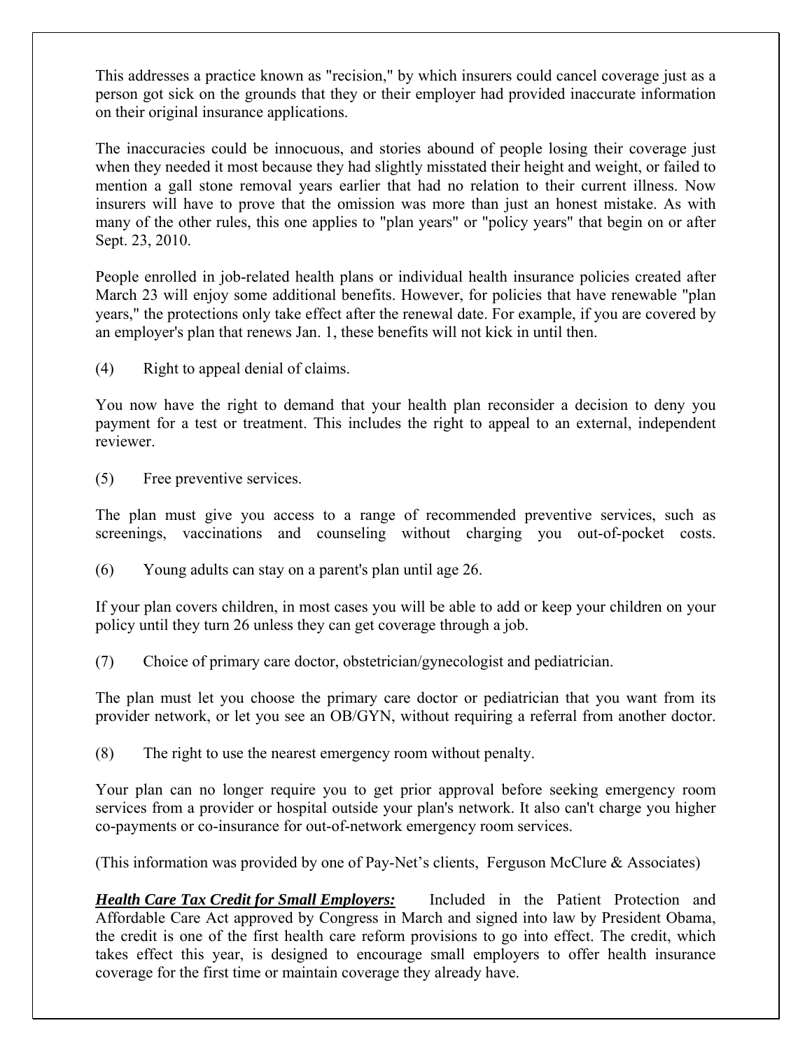This addresses a practice known as "recision," by which insurers could cancel coverage just as a person got sick on the grounds that they or their employer had provided inaccurate information on their original insurance applications.

The inaccuracies could be innocuous, and stories abound of people losing their coverage just when they needed it most because they had slightly misstated their height and weight, or failed to mention a gall stone removal years earlier that had no relation to their current illness. Now insurers will have to prove that the omission was more than just an honest mistake. As with many of the other rules, this one applies to "plan years" or "policy years" that begin on or after Sept. 23, 2010.

People enrolled in job-related health plans or individual health insurance policies created after March 23 will enjoy some additional benefits. However, for policies that have renewable "plan years," the protections only take effect after the renewal date. For example, if you are covered by an employer's plan that renews Jan. 1, these benefits will not kick in until then.

(4) Right to appeal denial of claims.

You now have the right to demand that your health plan reconsider a decision to deny you payment for a test or treatment. This includes the right to appeal to an external, independent reviewer.

(5) Free preventive services.

The plan must give you access to a range of recommended preventive services, such as screenings, vaccinations and counseling without charging you out-of-pocket costs.

(6) Young adults can stay on a parent's plan until age 26.

If your plan covers children, in most cases you will be able to add or keep your children on your policy until they turn 26 unless they can get coverage through a job.

(7) Choice of primary care doctor, obstetrician/gynecologist and pediatrician.

The plan must let you choose the primary care doctor or pediatrician that you want from its provider network, or let you see an OB/GYN, without requiring a referral from another doctor.

(8) The right to use the nearest emergency room without penalty.

Your plan can no longer require you to get prior approval before seeking emergency room services from a provider or hospital outside your plan's network. It also can't charge you higher co-payments or co-insurance for out-of-network emergency room services.

(This information was provided by one of Pay-Net's clients, Ferguson McClure & Associates)

***Health Care Tax Credit for Small Employers:*** Included in the Patient Protection and Affordable Care Act approved by Congress in March and signed into law by President Obama, the credit is one of the first health care reform provisions to go into effect. The credit, which takes effect this year, is designed to encourage small employers to offer health insurance coverage for the first time or maintain coverage they already have.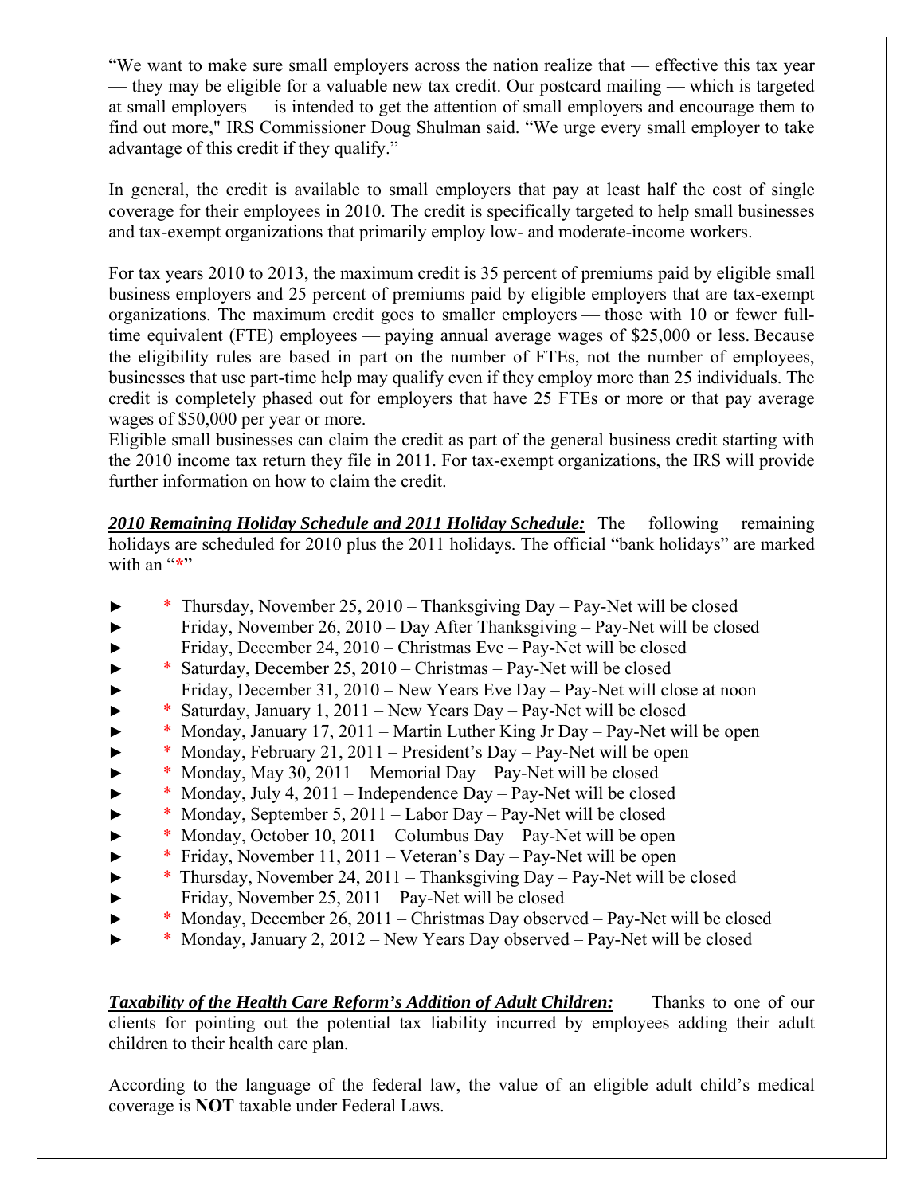"We want to make sure small employers across the nation realize that — effective this tax year — they may be eligible for a valuable new tax credit. Our postcard mailing — which is targeted at small employers — is intended to get the attention of small employers and encourage them to find out more," IRS Commissioner Doug Shulman said. "We urge every small employer to take advantage of this credit if they qualify."

In general, the credit is available to small employers that pay at least half the cost of single coverage for their employees in 2010. The credit is specifically targeted to help small businesses and tax-exempt organizations that primarily employ low- and moderate-income workers.

For tax years 2010 to 2013, the maximum credit is 35 percent of premiums paid by eligible small business employers and 25 percent of premiums paid by eligible employers that are tax-exempt organizations. The maximum credit goes to smaller employers — those with 10 or fewer full-time equivalent (FTE) employees — paying annual average wages of $25,000 or less. Because the eligibility rules are based in part on the number of FTEs, not the number of employees, businesses that use part-time help may qualify even if they employ more than 25 individuals. The credit is completely phased out for employers that have 25 FTEs or more or that pay average wages of $50,000 per year or more.
Eligible small businesses can claim the credit as part of the general business credit starting with the 2010 income tax return they file in 2011. For tax-exempt organizations, the IRS will provide further information on how to claim the credit.

***2010 Remaining Holiday Schedule and 2011 Holiday Schedule:*** The following remaining holidays are scheduled for 2010 plus the 2011 holidays. The official "bank holidays" are marked with an "*"

- \* Thursday, November 25, 2010 – Thanksgiving Day – Pay-Net will be closed
- Friday, November 26, 2010 – Day After Thanksgiving – Pay-Net will be closed
- Friday, December 24, 2010 – Christmas Eve – Pay-Net will be closed
- \* Saturday, December 25, 2010 – Christmas – Pay-Net will be closed
- Friday, December 31, 2010 – New Years Eve Day – Pay-Net will close at noon
- \* Saturday, January 1, 2011 – New Years Day – Pay-Net will be closed
- \* Monday, January 17, 2011 – Martin Luther King Jr Day – Pay-Net will be open
- \* Monday, February 21, 2011 – President's Day – Pay-Net will be open
- \* Monday, May 30, 2011 – Memorial Day – Pay-Net will be closed
- \* Monday, July 4, 2011 – Independence Day – Pay-Net will be closed
- \* Monday, September 5, 2011 – Labor Day – Pay-Net will be closed
- \* Monday, October 10, 2011 – Columbus Day – Pay-Net will be open
- \* Friday, November 11, 2011 – Veteran's Day – Pay-Net will be open
- \* Thursday, November 24, 2011 – Thanksgiving Day – Pay-Net will be closed
- Friday, November 25, 2011 – Pay-Net will be closed
- \* Monday, December 26, 2011 – Christmas Day observed – Pay-Net will be closed
- \* Monday, January 2, 2012 – New Years Day observed – Pay-Net will be closed

***Taxability of the Health Care Reform's Addition of Adult Children:*** Thanks to one of our clients for pointing out the potential tax liability incurred by employees adding their adult children to their health care plan.

According to the language of the federal law, the value of an eligible adult child's medical coverage is **NOT** taxable under Federal Laws.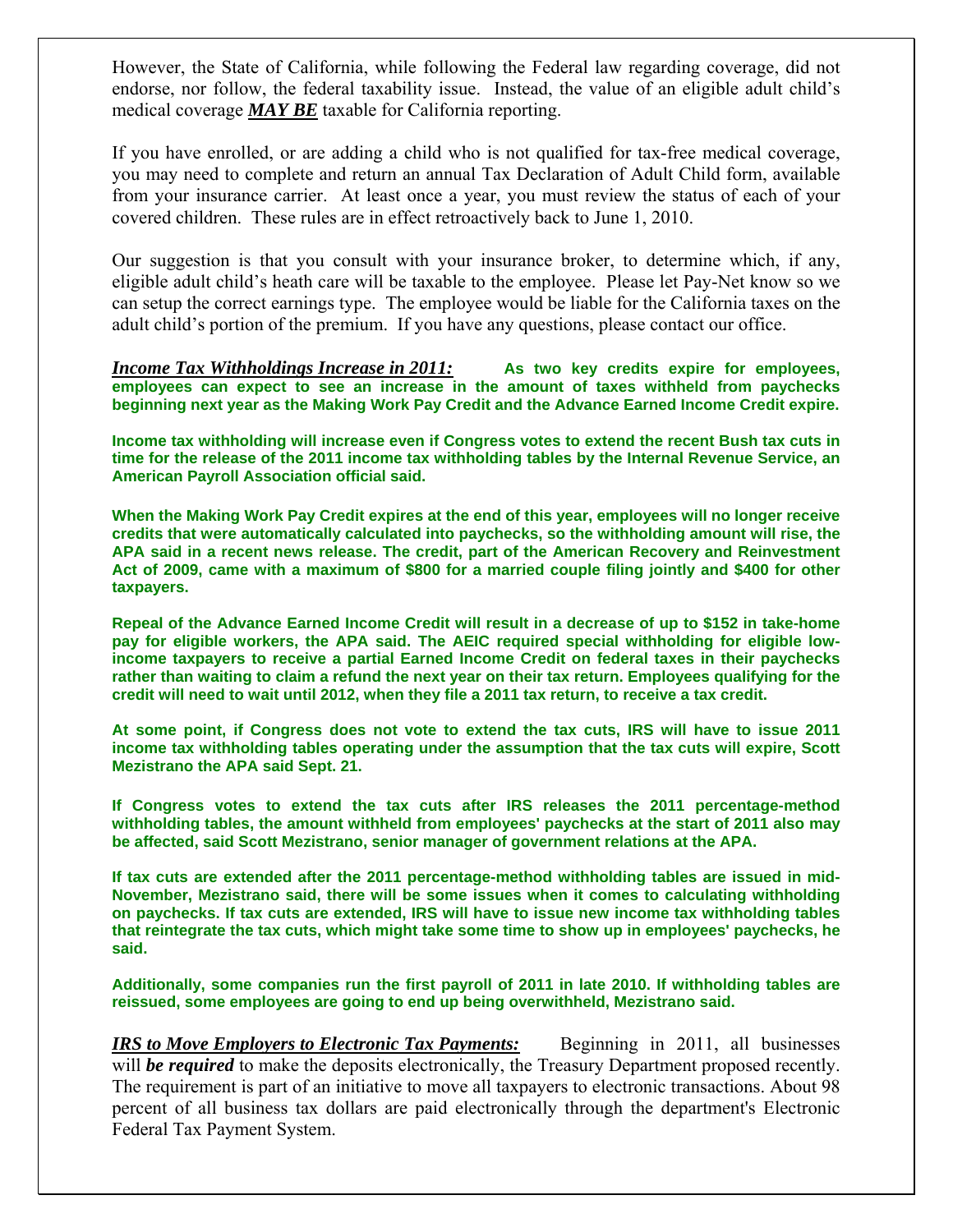However, the State of California, while following the Federal law regarding coverage, did not endorse, nor follow, the federal taxability issue. Instead, the value of an eligible adult child's medical coverage ***MAY BE*** taxable for California reporting.

If you have enrolled, or are adding a child who is not qualified for tax-free medical coverage, you may need to complete and return an annual Tax Declaration of Adult Child form, available from your insurance carrier. At least once a year, you must review the status of each of your covered children. These rules are in effect retroactively back to June 1, 2010.

Our suggestion is that you consult with your insurance broker, to determine which, if any, eligible adult child's heath care will be taxable to the employee. Please let Pay-Net know so we can setup the correct earnings type. The employee would be liable for the California taxes on the adult child's portion of the premium. If you have any questions, please contact our office.

***Income Tax Withholdings Increase in 2011:*** **As two key credits expire for employees, employees can expect to see an increase in the amount of taxes withheld from paychecks beginning next year as the Making Work Pay Credit and the Advance Earned Income Credit expire.**

**Income tax withholding will increase even if Congress votes to extend the recent Bush tax cuts in time for the release of the 2011 income tax withholding tables by the Internal Revenue Service, an American Payroll Association official said.**

**When the Making Work Pay Credit expires at the end of this year, employees will no longer receive credits that were automatically calculated into paychecks, so the withholding amount will rise, the APA said in a recent news release. The credit, part of the American Recovery and Reinvestment Act of 2009, came with a maximum of $800 for a married couple filing jointly and $400 for other taxpayers.**

**Repeal of the Advance Earned Income Credit will result in a decrease of up to $152 in take-home pay for eligible workers, the APA said. The AEIC required special withholding for eligible low-income taxpayers to receive a partial Earned Income Credit on federal taxes in their paychecks rather than waiting to claim a refund the next year on their tax return. Employees qualifying for the credit will need to wait until 2012, when they file a 2011 tax return, to receive a tax credit.**

**At some point, if Congress does not vote to extend the tax cuts, IRS will have to issue 2011 income tax withholding tables operating under the assumption that the tax cuts will expire, Scott Mezistrano the APA said Sept. 21.**

**If Congress votes to extend the tax cuts after IRS releases the 2011 percentage-method withholding tables, the amount withheld from employees' paychecks at the start of 2011 also may be affected, said Scott Mezistrano, senior manager of government relations at the APA.**

**If tax cuts are extended after the 2011 percentage-method withholding tables are issued in mid-November, Mezistrano said, there will be some issues when it comes to calculating withholding on paychecks. If tax cuts are extended, IRS will have to issue new income tax withholding tables that reintegrate the tax cuts, which might take some time to show up in employees' paychecks, he said.**

**Additionally, some companies run the first payroll of 2011 in late 2010. If withholding tables are reissued, some employees are going to end up being overwithheld, Mezistrano said.**

***IRS to Move Employers to Electronic Tax Payments:*** Beginning in 2011, all businesses will ***be required*** to make the deposits electronically, the Treasury Department proposed recently. The requirement is part of an initiative to move all taxpayers to electronic transactions. About 98 percent of all business tax dollars are paid electronically through the department's Electronic Federal Tax Payment System.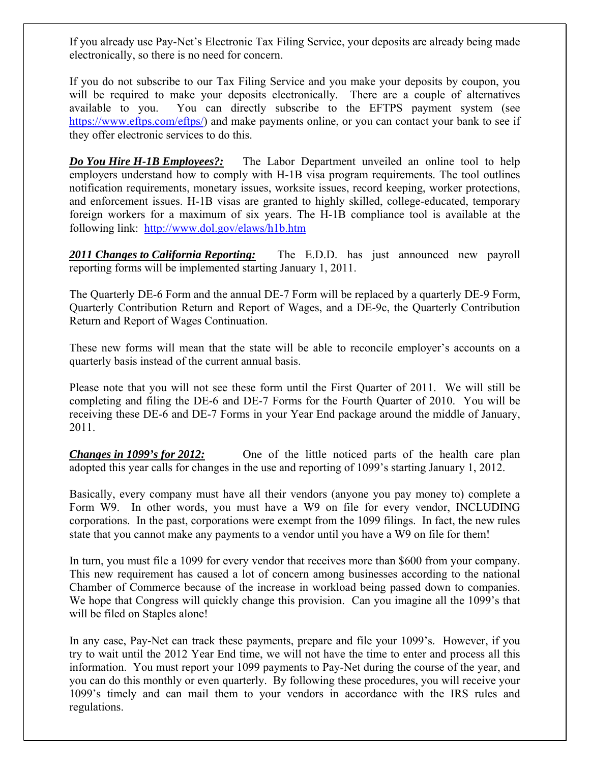If you already use Pay-Net's Electronic Tax Filing Service, your deposits are already being made electronically, so there is no need for concern.

If you do not subscribe to our Tax Filing Service and you make your deposits by coupon, you will be required to make your deposits electronically. There are a couple of alternatives available to you. You can directly subscribe to the EFTPS payment system (see https://www.eftps.com/eftps/) and make payments online, or you can contact your bank to see if they offer electronic services to do this.

***Do You Hire H-1B Employees?:*** The Labor Department unveiled an online tool to help employers understand how to comply with H-1B visa program requirements. The tool outlines notification requirements, monetary issues, worksite issues, record keeping, worker protections, and enforcement issues. H-1B visas are granted to highly skilled, college-educated, temporary foreign workers for a maximum of six years. The H-1B compliance tool is available at the following link: http://www.dol.gov/elaws/h1b.htm

***2011 Changes to California Reporting:*** The E.D.D. has just announced new payroll reporting forms will be implemented starting January 1, 2011.

The Quarterly DE-6 Form and the annual DE-7 Form will be replaced by a quarterly DE-9 Form, Quarterly Contribution Return and Report of Wages, and a DE-9c, the Quarterly Contribution Return and Report of Wages Continuation.

These new forms will mean that the state will be able to reconcile employer's accounts on a quarterly basis instead of the current annual basis.

Please note that you will not see these form until the First Quarter of 2011. We will still be completing and filing the DE-6 and DE-7 Forms for the Fourth Quarter of 2010. You will be receiving these DE-6 and DE-7 Forms in your Year End package around the middle of January, 2011.

***Changes in 1099's for 2012:*** One of the little noticed parts of the health care plan adopted this year calls for changes in the use and reporting of 1099's starting January 1, 2012.

Basically, every company must have all their vendors (anyone you pay money to) complete a Form W9. In other words, you must have a W9 on file for every vendor, INCLUDING corporations. In the past, corporations were exempt from the 1099 filings. In fact, the new rules state that you cannot make any payments to a vendor until you have a W9 on file for them!

In turn, you must file a 1099 for every vendor that receives more than $600 from your company. This new requirement has caused a lot of concern among businesses according to the national Chamber of Commerce because of the increase in workload being passed down to companies. We hope that Congress will quickly change this provision. Can you imagine all the 1099's that will be filed on Staples alone!

In any case, Pay-Net can track these payments, prepare and file your 1099's. However, if you try to wait until the 2012 Year End time, we will not have the time to enter and process all this information. You must report your 1099 payments to Pay-Net during the course of the year, and you can do this monthly or even quarterly. By following these procedures, you will receive your 1099's timely and can mail them to your vendors in accordance with the IRS rules and regulations.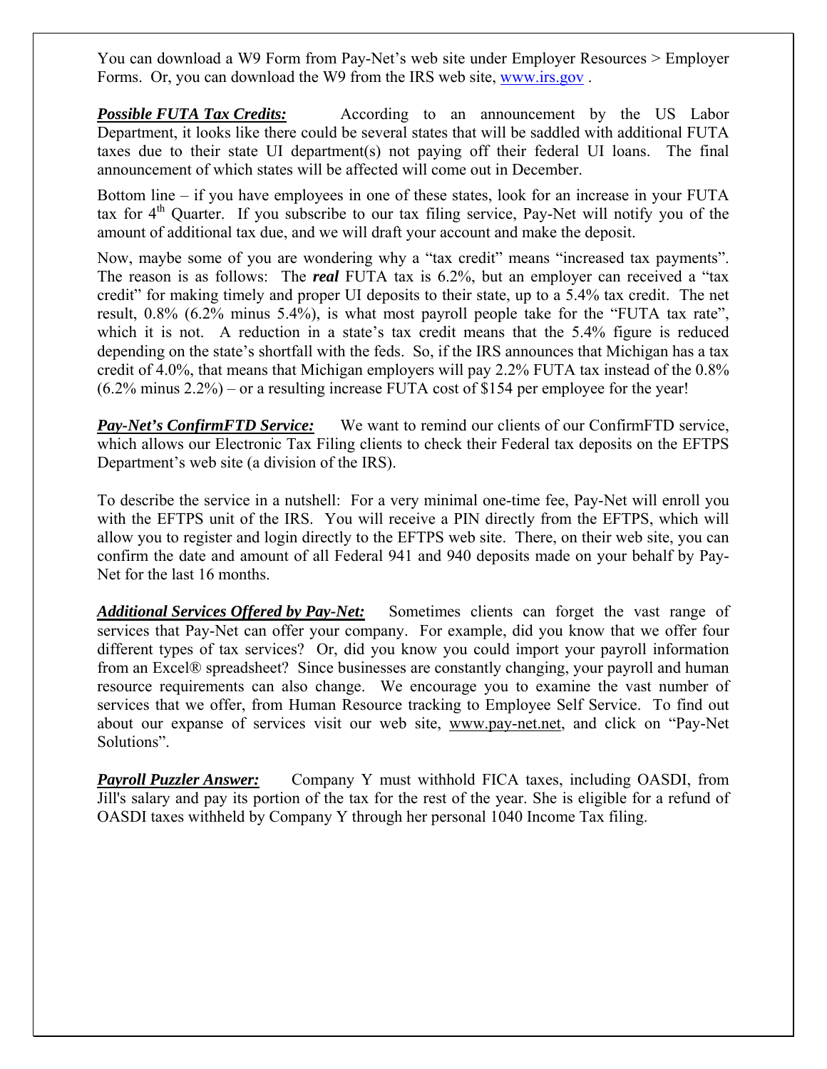You can download a W9 Form from Pay-Net's web site under Employer Resources > Employer Forms. Or, you can download the W9 from the IRS web site, www.irs.gov .

***Possible FUTA Tax Credits:*** According to an announcement by the US Labor Department, it looks like there could be several states that will be saddled with additional FUTA taxes due to their state UI department(s) not paying off their federal UI loans. The final announcement of which states will be affected will come out in December.

Bottom line – if you have employees in one of these states, look for an increase in your FUTA tax for 4th Quarter. If you subscribe to our tax filing service, Pay-Net will notify you of the amount of additional tax due, and we will draft your account and make the deposit.

Now, maybe some of you are wondering why a "tax credit" means "increased tax payments". The reason is as follows: The ***real*** FUTA tax is 6.2%, but an employer can received a "tax credit" for making timely and proper UI deposits to their state, up to a 5.4% tax credit. The net result, 0.8% (6.2% minus 5.4%), is what most payroll people take for the "FUTA tax rate", which it is not. A reduction in a state's tax credit means that the 5.4% figure is reduced depending on the state's shortfall with the feds. So, if the IRS announces that Michigan has a tax credit of 4.0%, that means that Michigan employers will pay 2.2% FUTA tax instead of the 0.8% (6.2% minus 2.2%) – or a resulting increase FUTA cost of $154 per employee for the year!

***Pay-Net's ConfirmFTD Service:*** We want to remind our clients of our ConfirmFTD service, which allows our Electronic Tax Filing clients to check their Federal tax deposits on the EFTPS Department's web site (a division of the IRS).

To describe the service in a nutshell: For a very minimal one-time fee, Pay-Net will enroll you with the EFTPS unit of the IRS. You will receive a PIN directly from the EFTPS, which will allow you to register and login directly to the EFTPS web site. There, on their web site, you can confirm the date and amount of all Federal 941 and 940 deposits made on your behalf by Pay-Net for the last 16 months.

***Additional Services Offered by Pay-Net:*** Sometimes clients can forget the vast range of services that Pay-Net can offer your company. For example, did you know that we offer four different types of tax services? Or, did you know you could import your payroll information from an Excel® spreadsheet? Since businesses are constantly changing, your payroll and human resource requirements can also change. We encourage you to examine the vast number of services that we offer, from Human Resource tracking to Employee Self Service. To find out about our expanse of services visit our web site, www.pay-net.net, and click on "Pay-Net Solutions".

***Payroll Puzzler Answer:*** Company Y must withhold FICA taxes, including OASDI, from Jill's salary and pay its portion of the tax for the rest of the year. She is eligible for a refund of OASDI taxes withheld by Company Y through her personal 1040 Income Tax filing.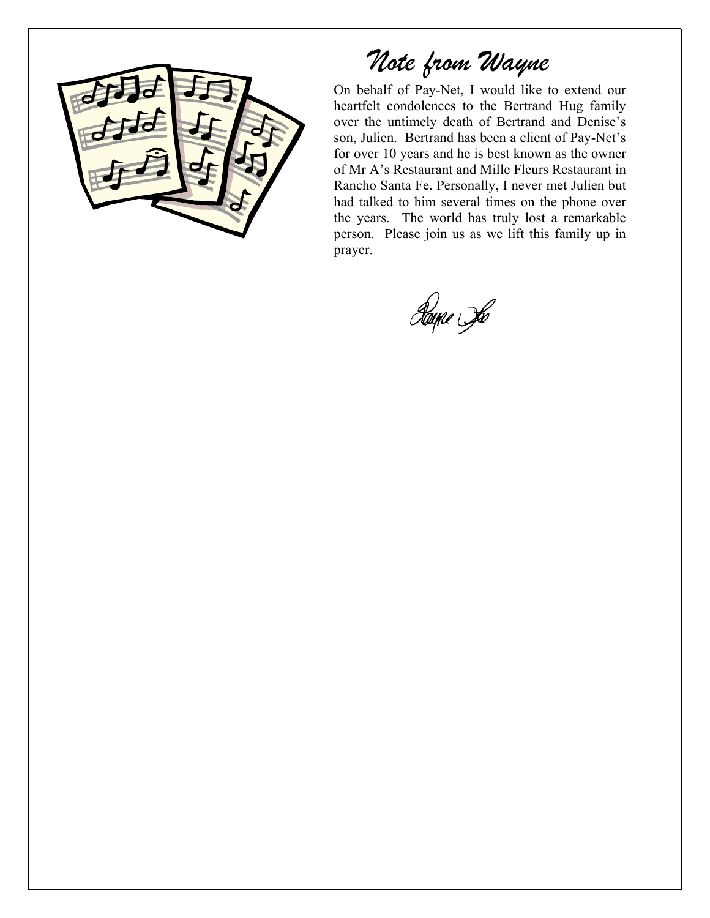# *Note from Wayne*

On behalf of Pay-Net, I would like to extend our heartfelt condolences to the Bertrand Hug family over the untimely death of Bertrand and Denise's son, Julien. Bertrand has been a client of Pay-Net's for over 10 years and he is best known as the owner of Mr A's Restaurant and Mille Fleurs Restaurant in Rancho Santa Fe. Personally, I never met Julien but had talked to him several times on the phone over the years. The world has truly lost a remarkable person. Please join us as we lift this family up in prayer.